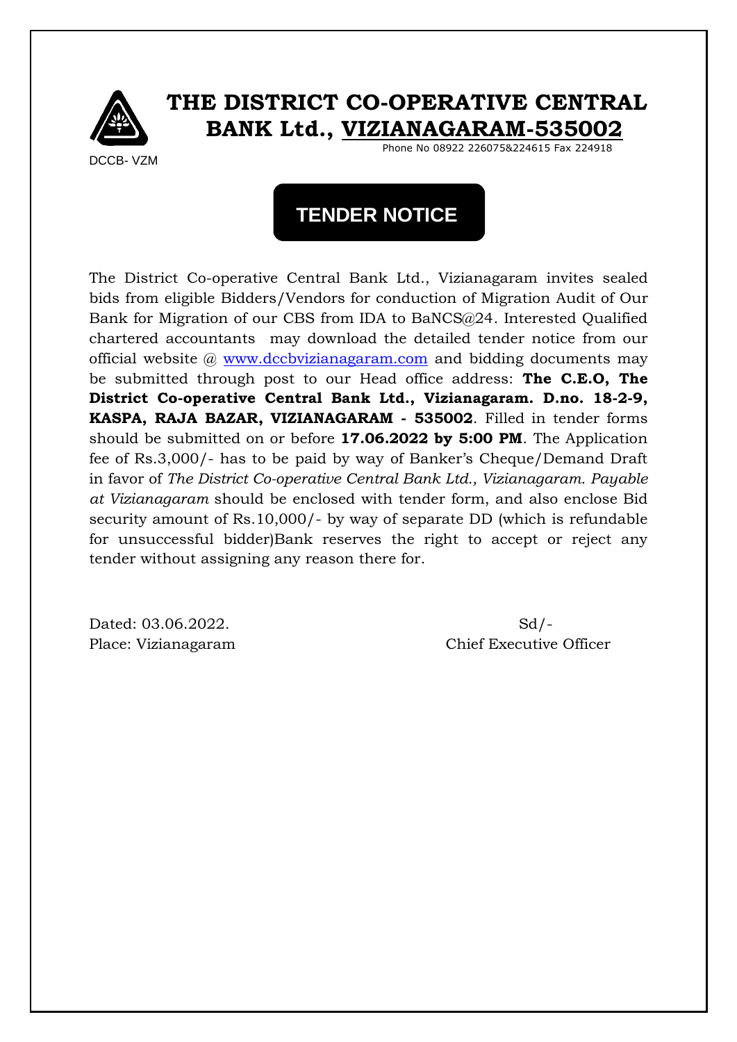# THE DISTRICT CO-OPERATIVE CENTRAL BANK Ltd., VIZIANAGARAM-535002

Phone No 08922 226075&224615 Fax 224918

DCCB- VZM

## TENDER NOTICE

The District Co-operative Central Bank Ltd., Vizianagaram invites sealed bids from eligible Bidders/Vendors for conduction of Migration Audit of Our Bank for Migration of our CBS from IDA to BaNCS@24. Interested Qualified chartered accountants may download the detailed tender notice from our official website @ www.dccbvizianagaram.com and bidding documents may be submitted through post to our Head office address: **The C.E.O, The District Co-operative Central Bank Ltd., Vizianagaram. D.no. 18-2-9, KASPA, RAJA BAZAR, VIZIANAGARAM - 535002**. Filled in tender forms should be submitted on or before **17.06.2022 by 5:00 PM**. The Application fee of Rs.3,000/- has to be paid by way of Banker's Cheque/Demand Draft in favor of *The District Co-operative Central Bank Ltd., Vizianagaram. Payable at Vizianagaram* should be enclosed with tender form, and also enclose Bid security amount of Rs.10,000/- by way of separate DD (which is refundable for unsuccessful bidder)Bank reserves the right to accept or reject any tender without assigning any reason there for.

Dated: 03.06.2022.

Place: Vizianagaram

Sd/-

Chief Executive Officer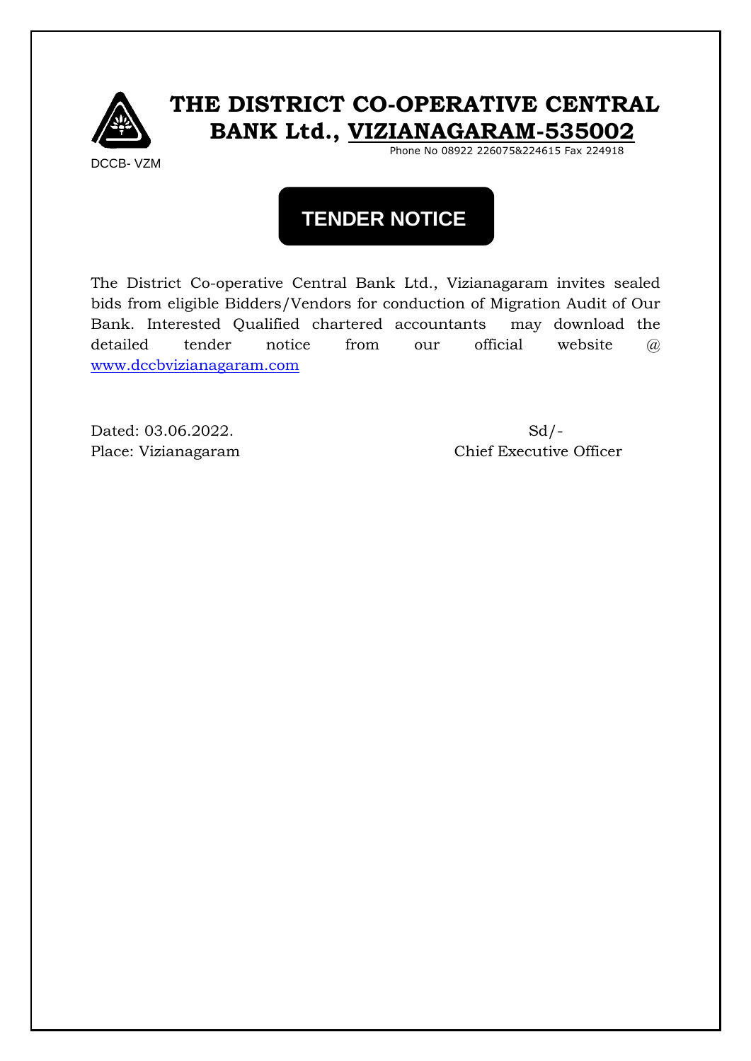DCCB- VZM

# THE DISTRICT CO-OPERATIVE CENTRAL BANK Ltd., VIZIANAGARAM-535002

Phone No 08922 226075&224615 Fax 224918

## TENDER NOTICE

The District Co-operative Central Bank Ltd., Vizianagaram invites sealed bids from eligible Bidders/Vendors for conduction of Migration Audit of Our Bank. Interested Qualified chartered accountants may download the detailed tender notice from our official website @ www.dccbvizianagaram.com

Dated: 03.06.2022.

Place: Vizianagaram

Sd/-

Chief Executive Officer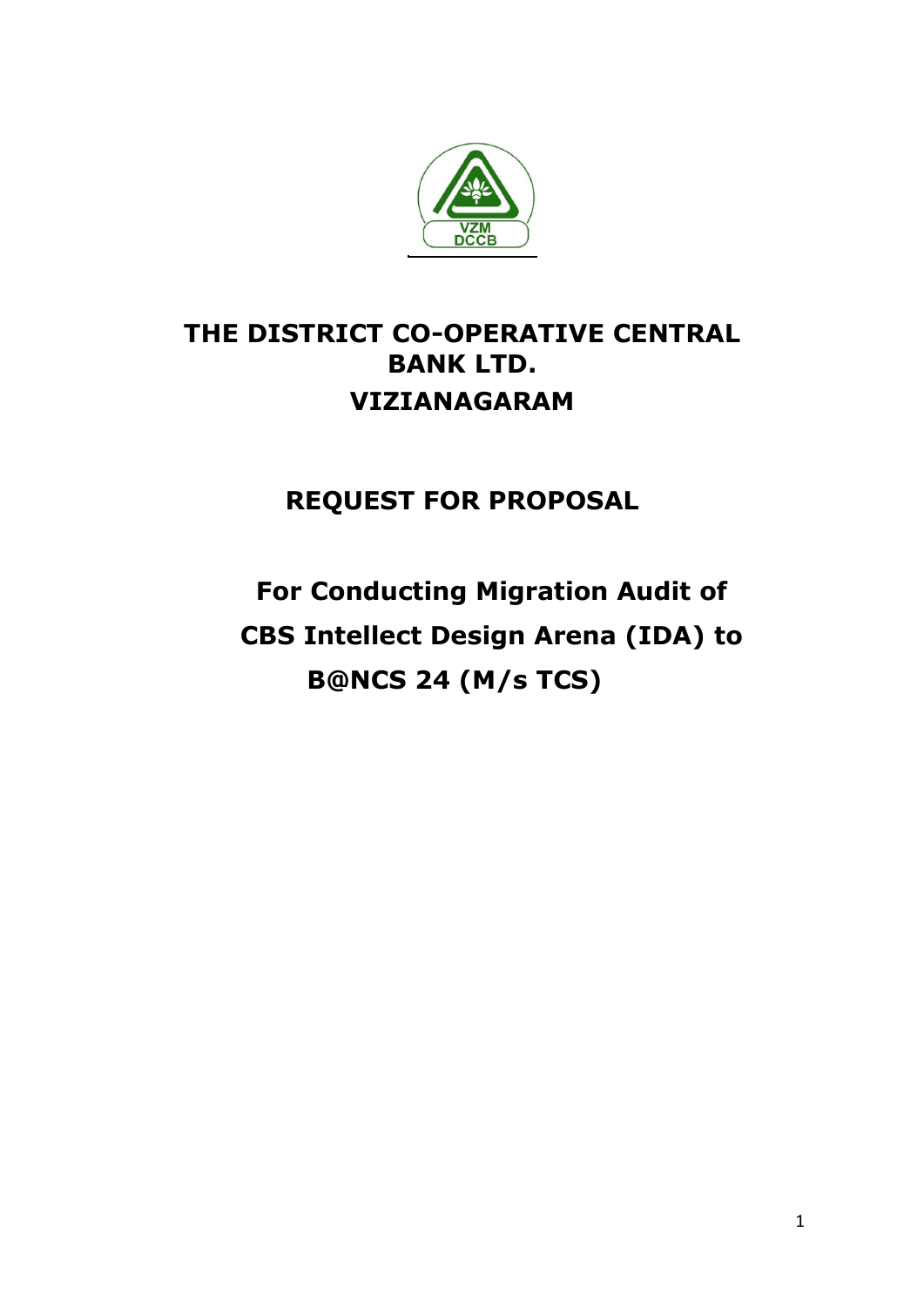# THE DISTRICT CO-OPERATIVE CENTRAL BANK LTD.
# VIZIANAGARAM

## REQUEST FOR PROPOSAL

### For Conducting Migration Audit of CBS Intellect Design Arena (IDA) to B@NCS 24 (M/s TCS)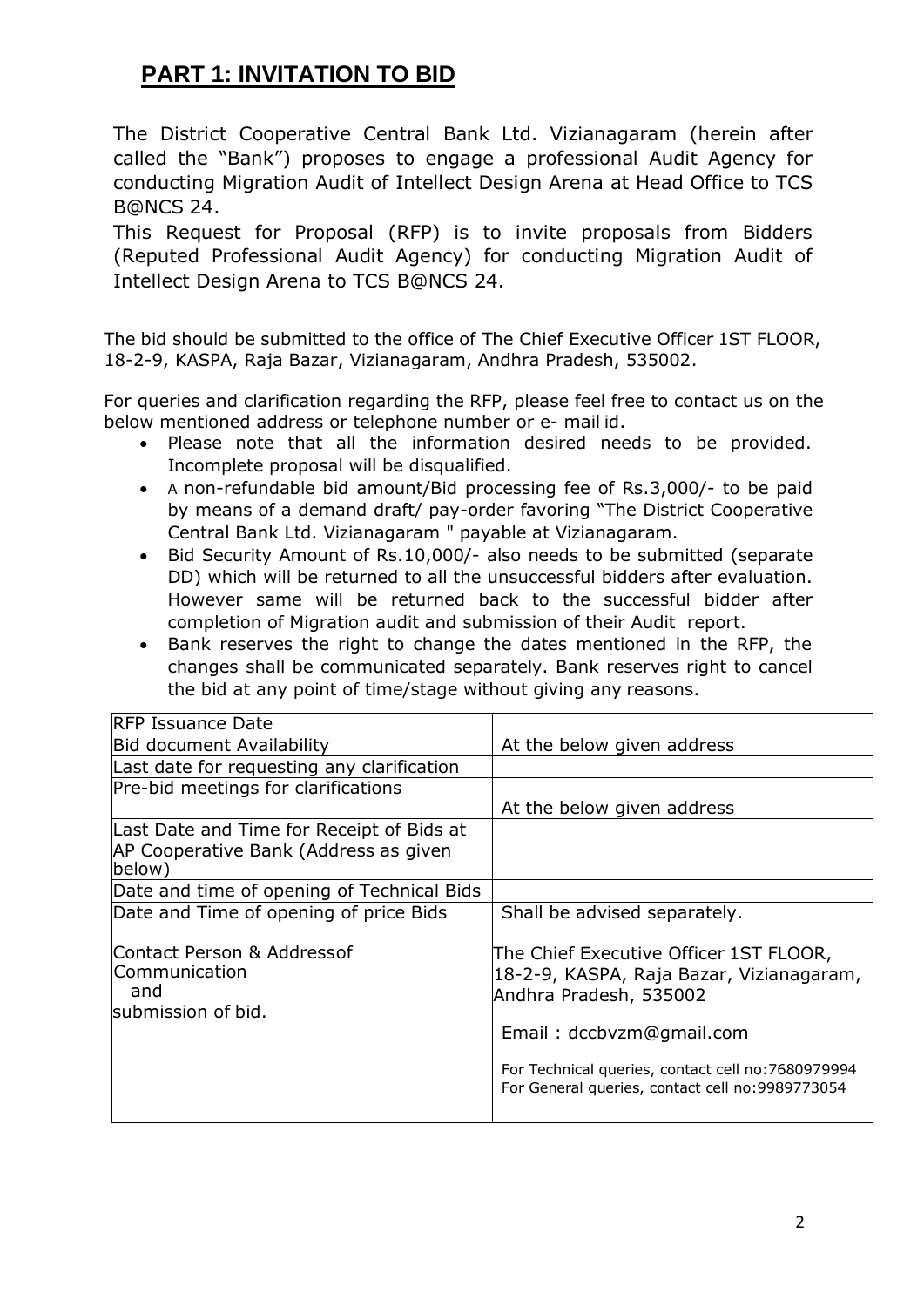## PART 1: INVITATION TO BID

The District Cooperative Central Bank Ltd. Vizianagaram (herein after called the "Bank") proposes to engage a professional Audit Agency for conducting Migration Audit of Intellect Design Arena at Head Office to TCS B@NCS 24.

This Request for Proposal (RFP) is to invite proposals from Bidders (Reputed Professional Audit Agency) for conducting Migration Audit of Intellect Design Arena to TCS B@NCS 24.

The bid should be submitted to the office of The Chief Executive Officer 1ST FLOOR, 18-2-9, KASPA, Raja Bazar, Vizianagaram, Andhra Pradesh, 535002.

For queries and clarification regarding the RFP, please feel free to contact us on the below mentioned address or telephone number or e- mail id.

- Please note that all the information desired needs to be provided. Incomplete proposal will be disqualified.
- A non-refundable bid amount/Bid processing fee of Rs.3,000/- to be paid by means of a demand draft/ pay-order favoring "The District Cooperative Central Bank Ltd. Vizianagaram " payable at Vizianagaram.
- Bid Security Amount of Rs.10,000/- also needs to be submitted (separate DD) which will be returned to all the unsuccessful bidders after evaluation. However same will be returned back to the successful bidder after completion of Migration audit and submission of their Audit report.
- Bank reserves the right to change the dates mentioned in the RFP, the changes shall be communicated separately. Bank reserves right to cancel the bid at any point of time/stage without giving any reasons.

| | |
|---|---|
| RFP Issuance Date | |
| Bid document Availability | At the below given address |
| Last date for requesting any clarification | |
| Pre-bid meetings for clarifications | At the below given address |
| Last Date and Time for Receipt of Bids at AP Cooperative Bank (Address as given below) | |
| Date and time of opening of Technical Bids | |
| Date and Time of opening of price Bids | Shall be advised separately. |
| Contact Person & Addressof Communication and submission of bid. | The Chief Executive Officer 1ST FLOOR, 18-2-9, KASPA, Raja Bazar, Vizianagaram, Andhra Pradesh, 535002<br><br>Email : dccbvzm@gmail.com<br><br>For Technical queries, contact cell no:7680979994<br>For General queries, contact cell no:9989773054 |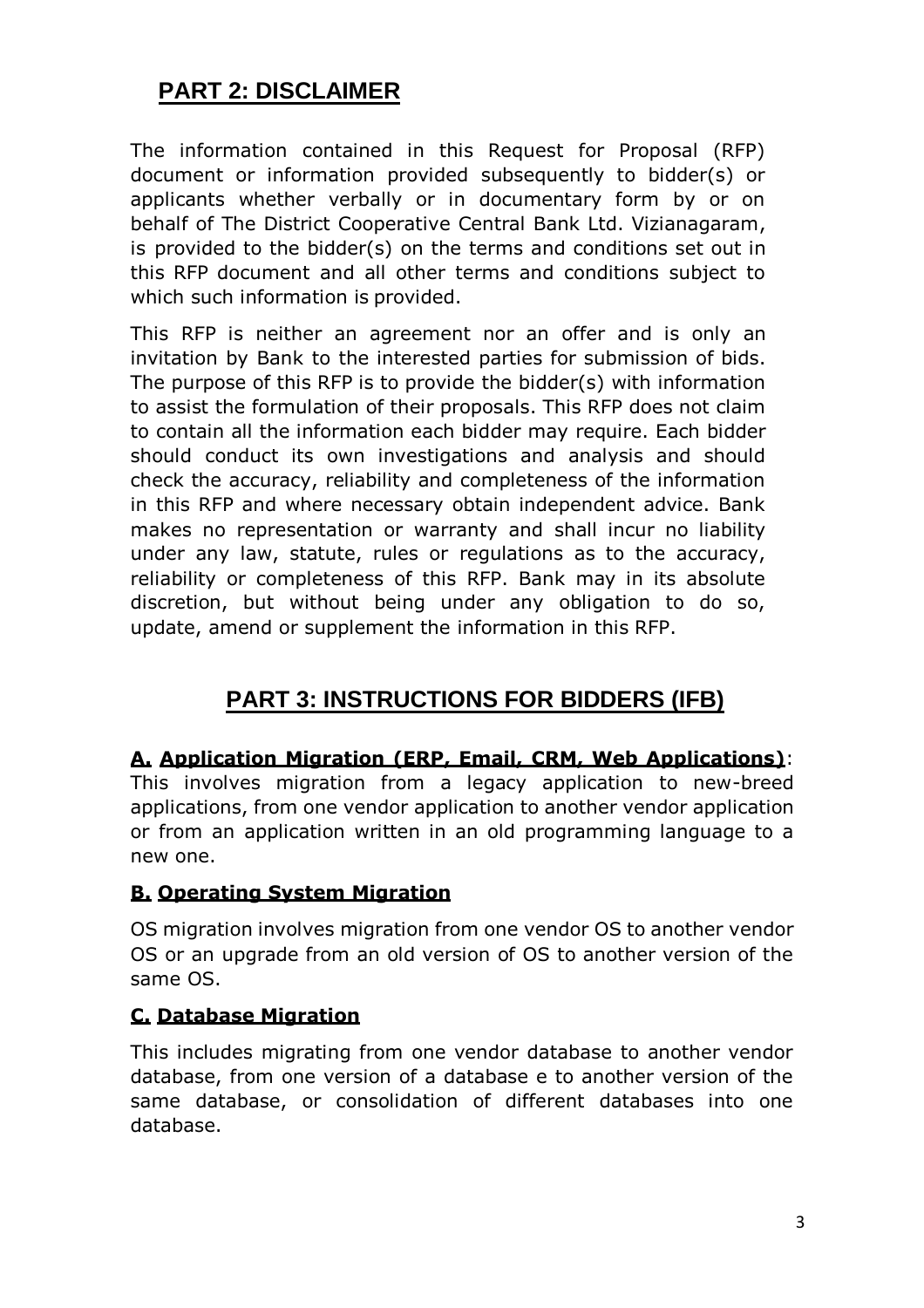## PART 2: DISCLAIMER

The information contained in this Request for Proposal (RFP) document or information provided subsequently to bidder(s) or applicants whether verbally or in documentary form by or on behalf of The District Cooperative Central Bank Ltd. Vizianagaram, is provided to the bidder(s) on the terms and conditions set out in this RFP document and all other terms and conditions subject to which such information is provided.

This RFP is neither an agreement nor an offer and is only an invitation by Bank to the interested parties for submission of bids. The purpose of this RFP is to provide the bidder(s) with information to assist the formulation of their proposals. This RFP does not claim to contain all the information each bidder may require. Each bidder should conduct its own investigations and analysis and should check the accuracy, reliability and completeness of the information in this RFP and where necessary obtain independent advice. Bank makes no representation or warranty and shall incur no liability under any law, statute, rules or regulations as to the accuracy, reliability or completeness of this RFP. Bank may in its absolute discretion, but without being under any obligation to do so, update, amend or supplement the information in this RFP.

## PART 3: INSTRUCTIONS FOR BIDDERS (IFB)

**A. Application Migration (ERP, Email, CRM, Web Applications)**: This involves migration from a legacy application to new-breed applications, from one vendor application to another vendor application or from an application written in an old programming language to a new one.

**B. Operating System Migration**

OS migration involves migration from one vendor OS to another vendor OS or an upgrade from an old version of OS to another version of the same OS.

**C. Database Migration**

This includes migrating from one vendor database to another vendor database, from one version of a database e to another version of the same database, or consolidation of different databases into one database.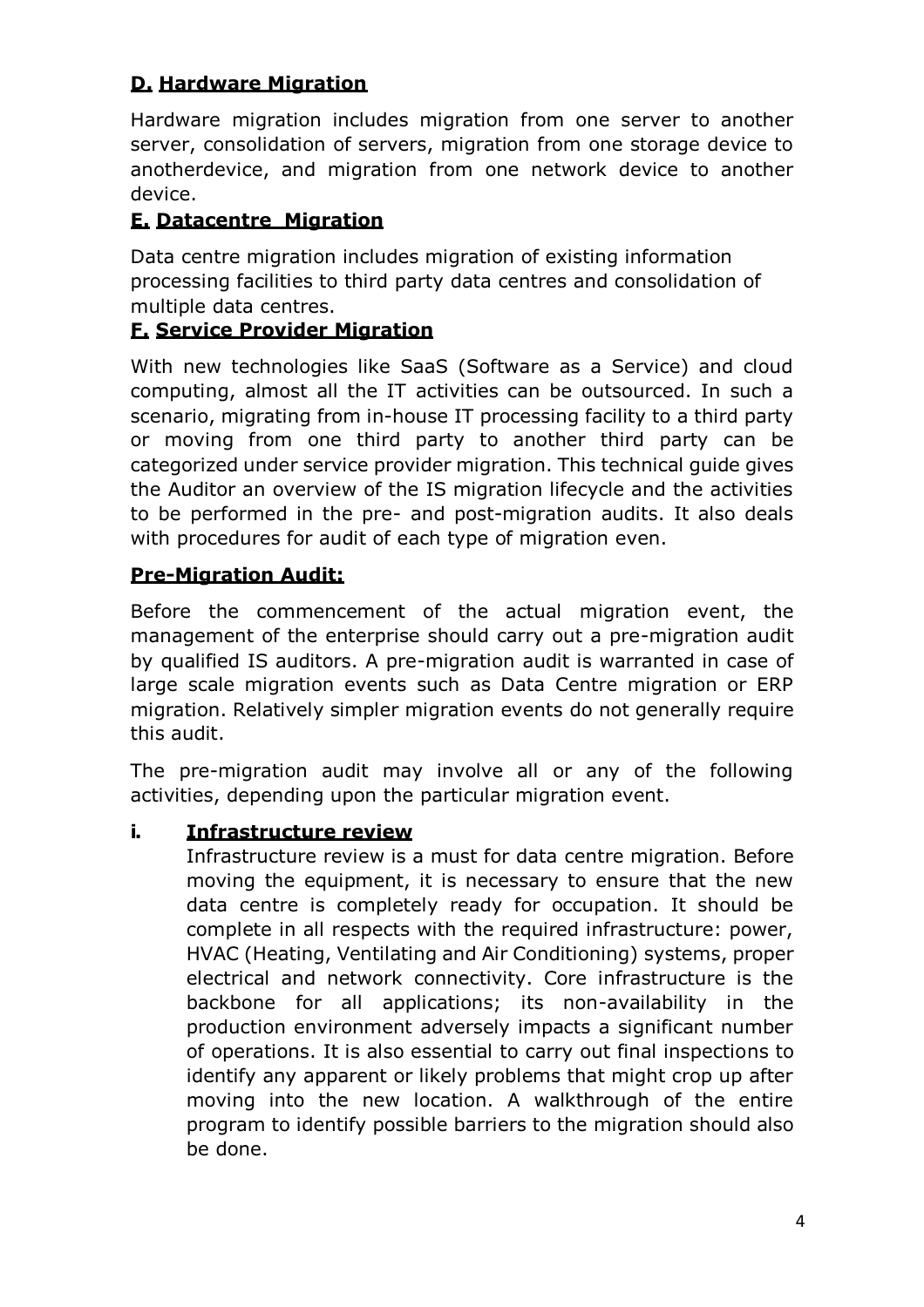### **D. Hardware Migration**

Hardware migration includes migration from one server to another server, consolidation of servers, migration from one storage device to anotherdevice, and migration from one network device to another device.

### **E. Datacentre Migration**

Data centre migration includes migration of existing information processing facilities to third party data centres and consolidation of multiple data centres.

### **F. Service Provider Migration**

With new technologies like SaaS (Software as a Service) and cloud computing, almost all the IT activities can be outsourced. In such a scenario, migrating from in-house IT processing facility to a third party or moving from one third party to another third party can be categorized under service provider migration. This technical guide gives the Auditor an overview of the IS migration lifecycle and the activities to be performed in the pre- and post-migration audits. It also deals with procedures for audit of each type of migration even.

### **Pre-Migration Audit:**

Before the commencement of the actual migration event, the management of the enterprise should carry out a pre-migration audit by qualified IS auditors. A pre-migration audit is warranted in case of large scale migration events such as Data Centre migration or ERP migration. Relatively simpler migration events do not generally require this audit.

The pre-migration audit may involve all or any of the following activities, depending upon the particular migration event.

**i. Infrastructure review**

Infrastructure review is a must for data centre migration. Before moving the equipment, it is necessary to ensure that the new data centre is completely ready for occupation. It should be complete in all respects with the required infrastructure: power, HVAC (Heating, Ventilating and Air Conditioning) systems, proper electrical and network connectivity. Core infrastructure is the backbone for all applications; its non-availability in the production environment adversely impacts a significant number of operations. It is also essential to carry out final inspections to identify any apparent or likely problems that might crop up after moving into the new location. A walkthrough of the entire program to identify possible barriers to the migration should also be done.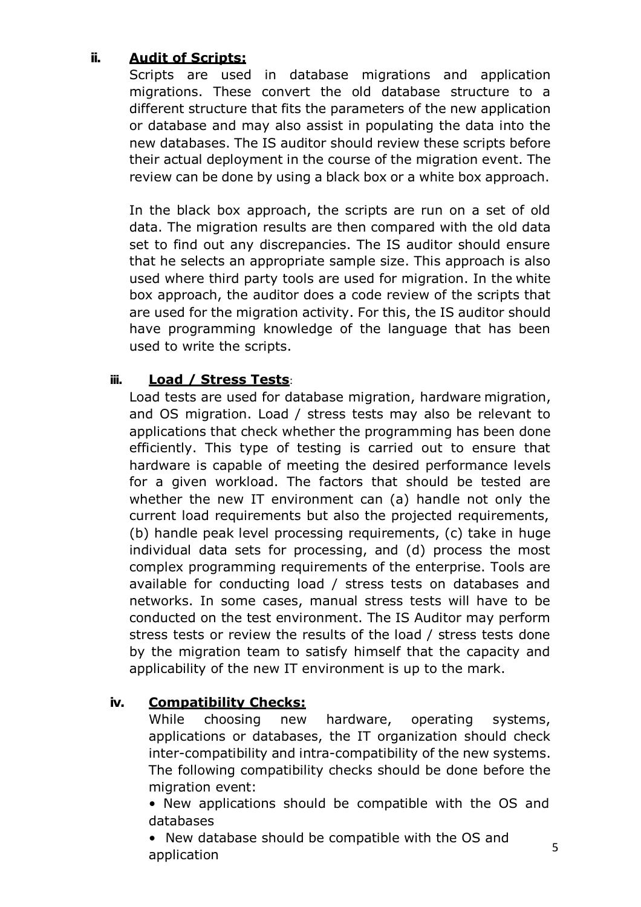### ii. Audit of Scripts:

Scripts are used in database migrations and application migrations. These convert the old database structure to a different structure that fits the parameters of the new application or database and may also assist in populating the data into the new databases. The IS auditor should review these scripts before their actual deployment in the course of the migration event. The review can be done by using a black box or a white box approach.

In the black box approach, the scripts are run on a set of old data. The migration results are then compared with the old data set to find out any discrepancies. The IS auditor should ensure that he selects an appropriate sample size. This approach is also used where third party tools are used for migration. In the white box approach, the auditor does a code review of the scripts that are used for the migration activity. For this, the IS auditor should have programming knowledge of the language that has been used to write the scripts.

### iii. Load / Stress Tests:

Load tests are used for database migration, hardware migration, and OS migration. Load / stress tests may also be relevant to applications that check whether the programming has been done efficiently. This type of testing is carried out to ensure that hardware is capable of meeting the desired performance levels for a given workload. The factors that should be tested are whether the new IT environment can (a) handle not only the current load requirements but also the projected requirements, (b) handle peak level processing requirements, (c) take in huge individual data sets for processing, and (d) process the most complex programming requirements of the enterprise. Tools are available for conducting load / stress tests on databases and networks. In some cases, manual stress tests will have to be conducted on the test environment. The IS Auditor may perform stress tests or review the results of the load / stress tests done by the migration team to satisfy himself that the capacity and applicability of the new IT environment is up to the mark.

### iv. Compatibility Checks:

While choosing new hardware, operating systems, applications or databases, the IT organization should check inter-compatibility and intra-compatibility of the new systems. The following compatibility checks should be done before the migration event:

- New applications should be compatible with the OS and databases
- New database should be compatible with the OS and application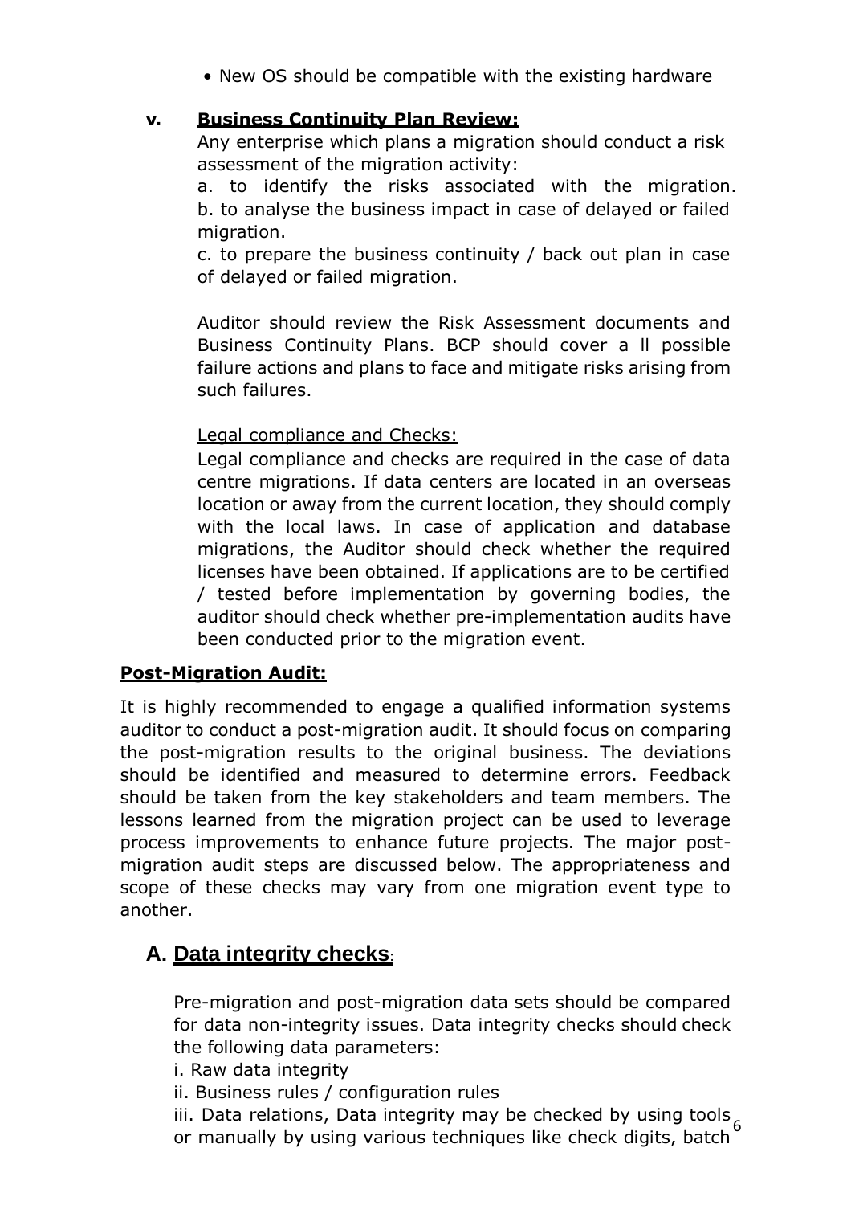- New OS should be compatible with the existing hardware

**v. Business Continuity Plan Review:**

Any enterprise which plans a migration should conduct a risk assessment of the migration activity:

a. to identify the risks associated with the migration.
b. to analyse the business impact in case of delayed or failed migration.
c. to prepare the business continuity / back out plan in case of delayed or failed migration.

Auditor should review the Risk Assessment documents and Business Continuity Plans. BCP should cover a ll possible failure actions and plans to face and mitigate risks arising from such failures.

Legal compliance and Checks:

Legal compliance and checks are required in the case of data centre migrations. If data centers are located in an overseas location or away from the current location, they should comply with the local laws. In case of application and database migrations, the Auditor should check whether the required licenses have been obtained. If applications are to be certified / tested before implementation by governing bodies, the auditor should check whether pre-implementation audits have been conducted prior to the migration event.

**Post-Migration Audit:**

It is highly recommended to engage a qualified information systems auditor to conduct a post-migration audit. It should focus on comparing the post-migration results to the original business. The deviations should be identified and measured to determine errors. Feedback should be taken from the key stakeholders and team members. The lessons learned from the migration project can be used to leverage process improvements to enhance future projects. The major post-migration audit steps are discussed below. The appropriateness and scope of these checks may vary from one migration event type to another.

## A. Data integrity checks:

Pre-migration and post-migration data sets should be compared for data non-integrity issues. Data integrity checks should check the following data parameters:

i. Raw data integrity
ii. Business rules / configuration rules
iii. Data relations, Data integrity may be checked by using tools or manually by using various techniques like check digits, batch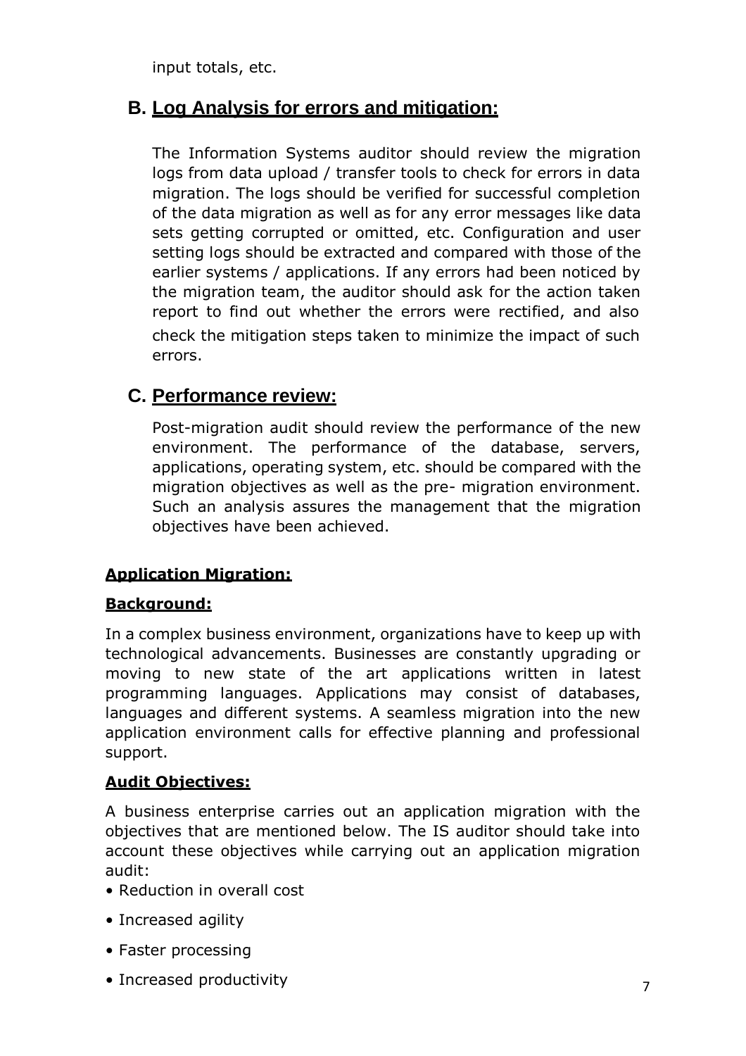input totals, etc.

## B. Log Analysis for errors and mitigation:

The Information Systems auditor should review the migration logs from data upload / transfer tools to check for errors in data migration. The logs should be verified for successful completion of the data migration as well as for any error messages like data sets getting corrupted or omitted, etc. Configuration and user setting logs should be extracted and compared with those of the earlier systems / applications. If any errors had been noticed by the migration team, the auditor should ask for the action taken report to find out whether the errors were rectified, and also check the mitigation steps taken to minimize the impact of such errors.

## C. Performance review:

Post-migration audit should review the performance of the new environment. The performance of the database, servers, applications, operating system, etc. should be compared with the migration objectives as well as the pre- migration environment. Such an analysis assures the management that the migration objectives have been achieved.

**Application Migration:**

**Background:**

In a complex business environment, organizations have to keep up with technological advancements. Businesses are constantly upgrading or moving to new state of the art applications written in latest programming languages. Applications may consist of databases, languages and different systems. A seamless migration into the new application environment calls for effective planning and professional support.

**Audit Objectives:**

A business enterprise carries out an application migration with the objectives that are mentioned below. The IS auditor should take into account these objectives while carrying out an application migration audit:

- Reduction in overall cost
- Increased agility
- Faster processing
- Increased productivity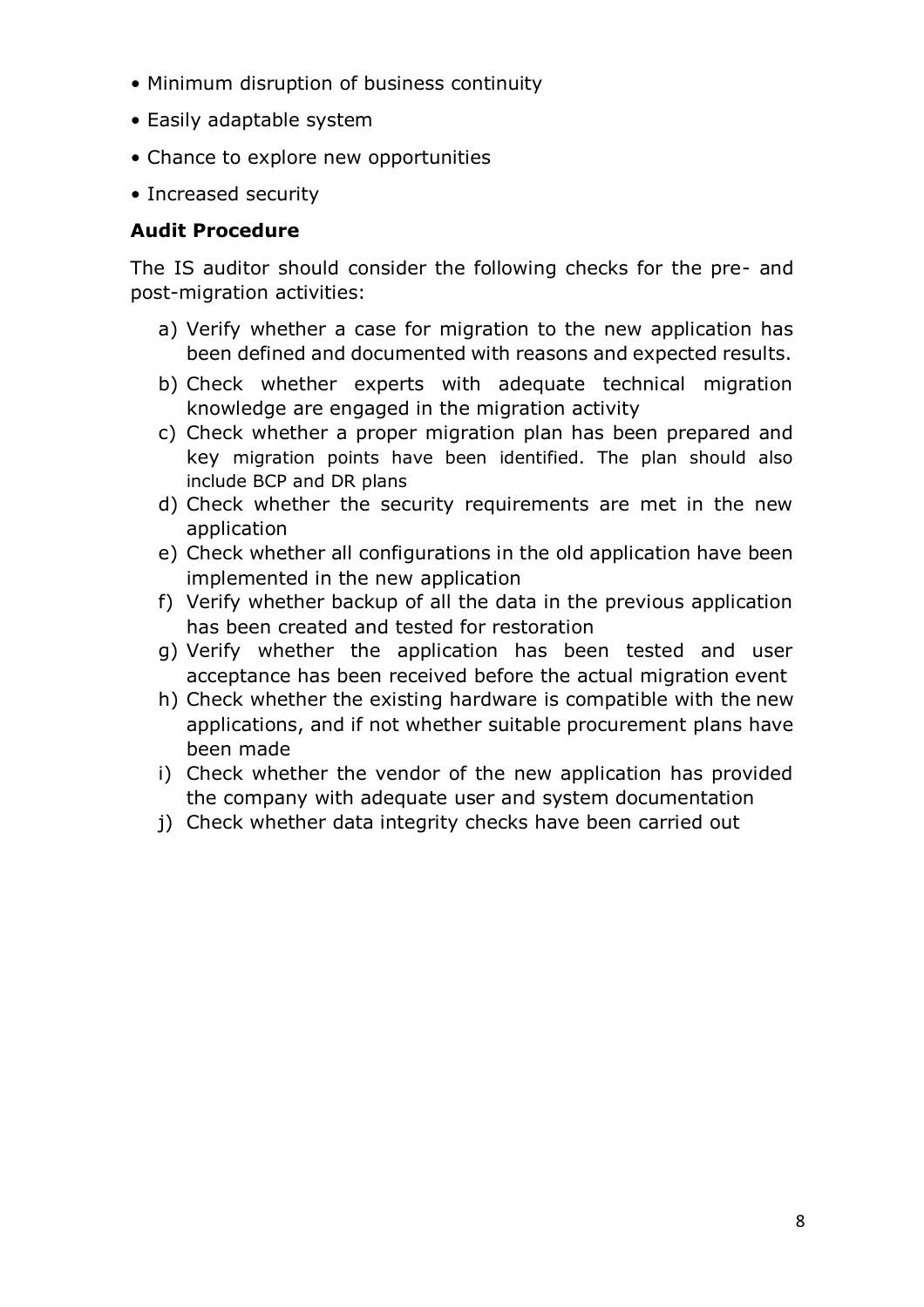- Minimum disruption of business continuity
- Easily adaptable system
- Chance to explore new opportunities
- Increased security

**Audit Procedure**

The IS auditor should consider the following checks for the pre- and post-migration activities:

a) Verify whether a case for migration to the new application has been defined and documented with reasons and expected results.
b) Check whether experts with adequate technical migration knowledge are engaged in the migration activity
c) Check whether a proper migration plan has been prepared and key migration points have been identified. The plan should also include BCP and DR plans
d) Check whether the security requirements are met in the new application
e) Check whether all configurations in the old application have been implemented in the new application
f) Verify whether backup of all the data in the previous application has been created and tested for restoration
g) Verify whether the application has been tested and user acceptance has been received before the actual migration event
h) Check whether the existing hardware is compatible with the new applications, and if not whether suitable procurement plans have been made
i) Check whether the vendor of the new application has provided the company with adequate user and system documentation
j) Check whether data integrity checks have been carried out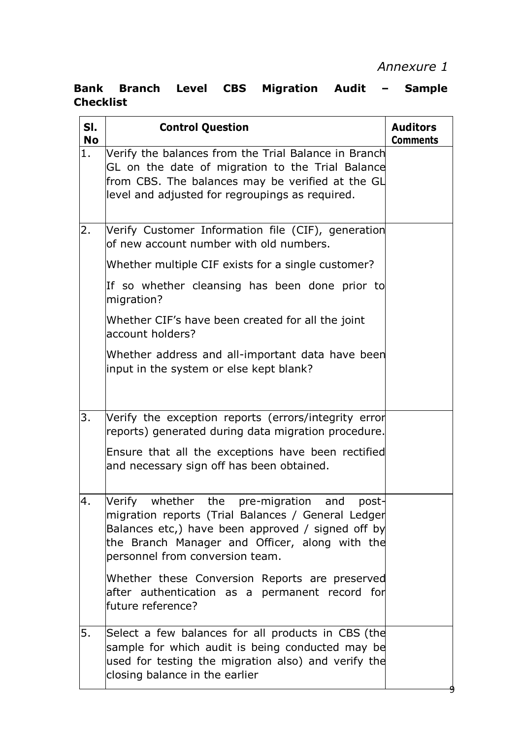*Annexure 1*

**Bank Branch Level CBS Migration Audit – Sample Checklist**

| Sl. No | Control Question | Auditors Comments |
|---|---|---|
| 1. | Verify the balances from the Trial Balance in Branch GL on the date of migration to the Trial Balance from CBS. The balances may be verified at the GL level and adjusted for regroupings as required. | |
| 2. | Verify Customer Information file (CIF), generation of new account number with old numbers.<br><br>Whether multiple CIF exists for a single customer?<br><br>If so whether cleansing has been done prior to migration?<br><br>Whether CIF's have been created for all the joint account holders?<br><br>Whether address and all-important data have been input in the system or else kept blank? | |
| 3. | Verify the exception reports (errors/integrity error reports) generated during data migration procedure.<br><br>Ensure that all the exceptions have been rectified and necessary sign off has been obtained. | |
| 4. | Verify whether the pre-migration and post-migration reports (Trial Balances / General Ledger Balances etc,) have been approved / signed off by the Branch Manager and Officer, along with the personnel from conversion team.<br><br>Whether these Conversion Reports are preserved after authentication as a permanent record for future reference? | |
| 5. | Select a few balances for all products in CBS (the sample for which audit is being conducted may be used for testing the migration also) and verify the closing balance in the earlier | |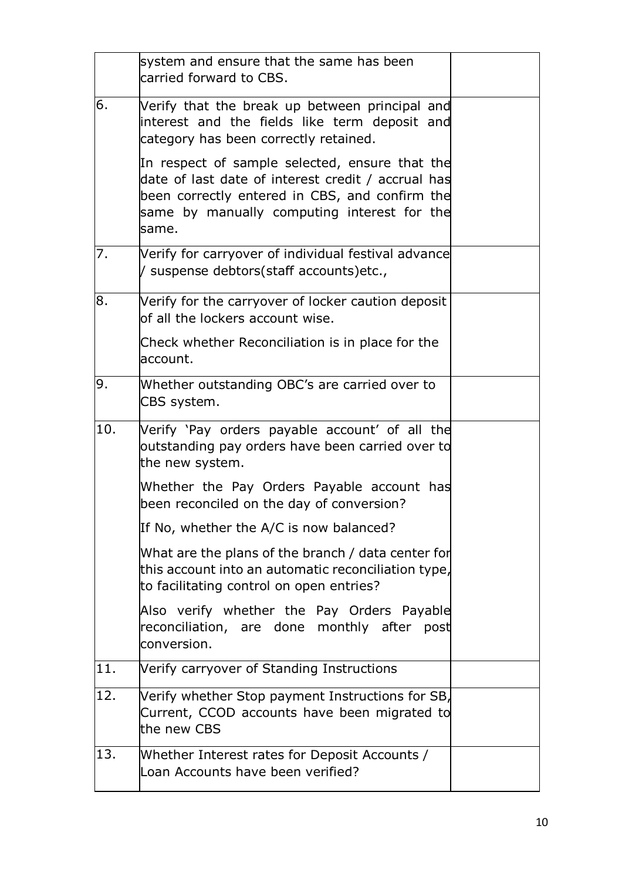|  |  |  |
|---|---|---|
|  | system and ensure that the same has been carried forward to CBS. |  |
| 6. | Verify that the break up between principal and interest and the fields like term deposit and category has been correctly retained.<br><br>In respect of sample selected, ensure that the date of last date of interest credit / accrual has been correctly entered in CBS, and confirm the same by manually computing interest for the same. |  |
| 7. | Verify for carryover of individual festival advance / suspense debtors(staff accounts)etc., |  |
| 8. | Verify for the carryover of locker caution deposit of all the lockers account wise.<br><br>Check whether Reconciliation is in place for the account. |  |
| 9. | Whether outstanding OBC's are carried over to CBS system. |  |
| 10. | Verify 'Pay orders payable account' of all the outstanding pay orders have been carried over to the new system.<br><br>Whether the Pay Orders Payable account has been reconciled on the day of conversion?<br><br>If No, whether the A/C is now balanced?<br><br>What are the plans of the branch / data center for this account into an automatic reconciliation type, to facilitating control on open entries?<br><br>Also verify whether the Pay Orders Payable reconciliation, are done monthly after post conversion. |  |
| 11. | Verify carryover of Standing Instructions |  |
| 12. | Verify whether Stop payment Instructions for SB, Current, CCOD accounts have been migrated to the new CBS |  |
| 13. | Whether Interest rates for Deposit Accounts / Loan Accounts have been verified? |  |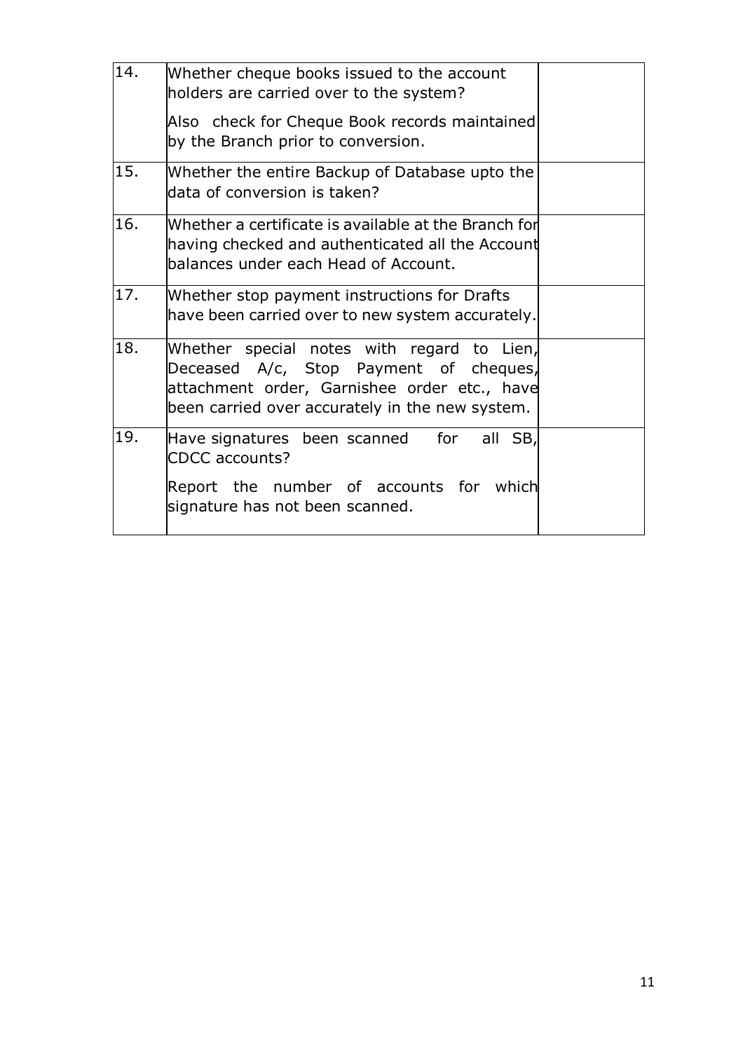| | | |
|---|---|---|
| 14. | Whether cheque books issued to the account holders are carried over to the system?<br><br>Also check for Cheque Book records maintained by the Branch prior to conversion. | |
| 15. | Whether the entire Backup of Database upto the data of conversion is taken? | |
| 16. | Whether a certificate is available at the Branch for having checked and authenticated all the Account balances under each Head of Account. | |
| 17. | Whether stop payment instructions for Drafts have been carried over to new system accurately. | |
| 18. | Whether special notes with regard to Lien, Deceased A/c, Stop Payment of cheques, attachment order, Garnishee order etc., have been carried over accurately in the new system. | |
| 19. | Have signatures been scanned for all SB, CDCC accounts?<br><br>Report the number of accounts for which signature has not been scanned. | |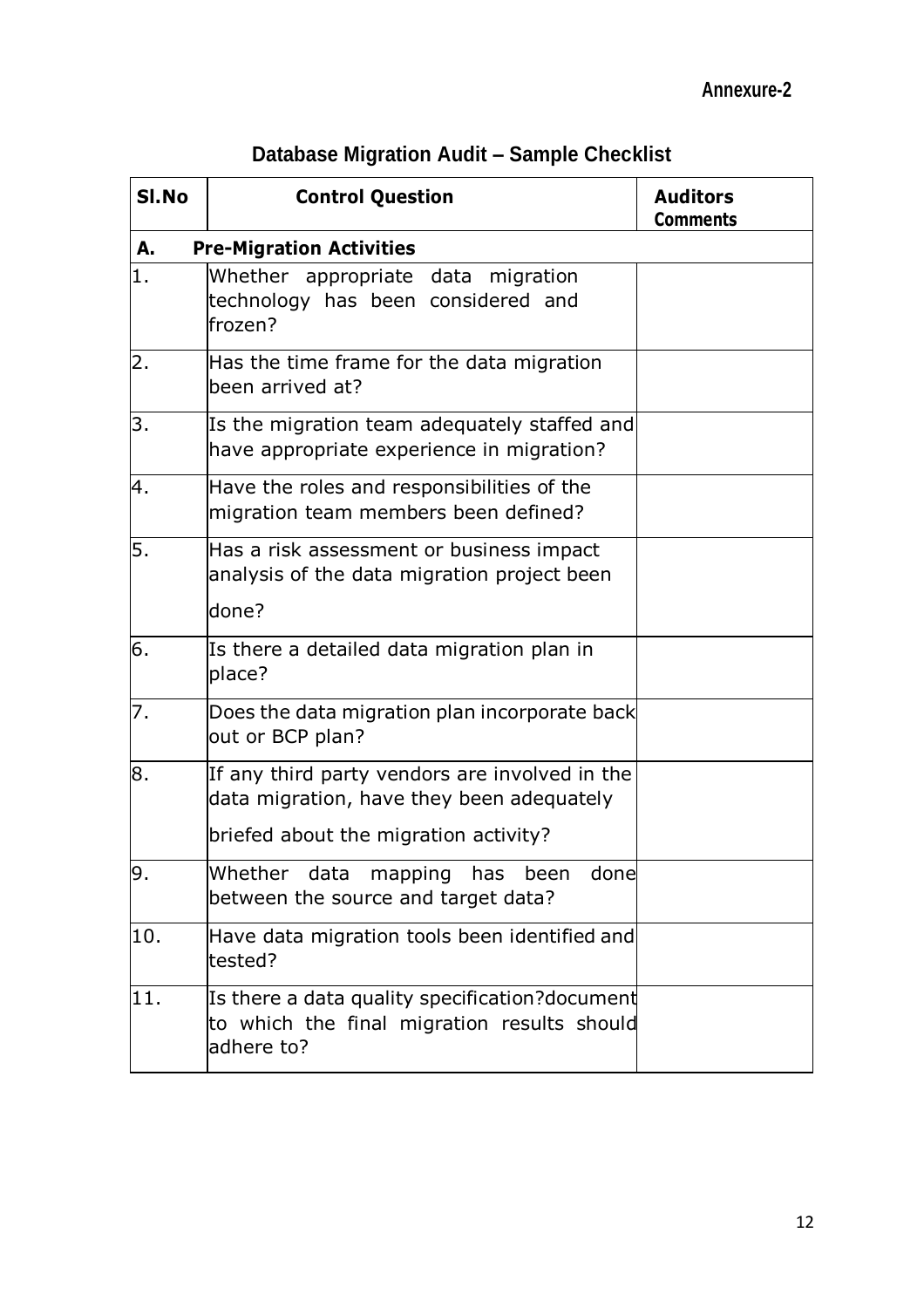Annexure-2

## Database Migration Audit – Sample Checklist

| Sl.No | Control Question | Auditors Comments |
|---|---|---|
| **A.** | **Pre-Migration Activities** | |
| 1. | Whether appropriate data migration technology has been considered and frozen? | |
| 2. | Has the time frame for the data migration been arrived at? | |
| 3. | Is the migration team adequately staffed and have appropriate experience in migration? | |
| 4. | Have the roles and responsibilities of the migration team members been defined? | |
| 5. | Has a risk assessment or business impact analysis of the data migration project been done? | |
| 6. | Is there a detailed data migration plan in place? | |
| 7. | Does the data migration plan incorporate back out or BCP plan? | |
| 8. | If any third party vendors are involved in the data migration, have they been adequately briefed about the migration activity? | |
| 9. | Whether data mapping has been done between the source and target data? | |
| 10. | Have data migration tools been identified and tested? | |
| 11. | Is there a data quality specification?document to which the final migration results should adhere to? | |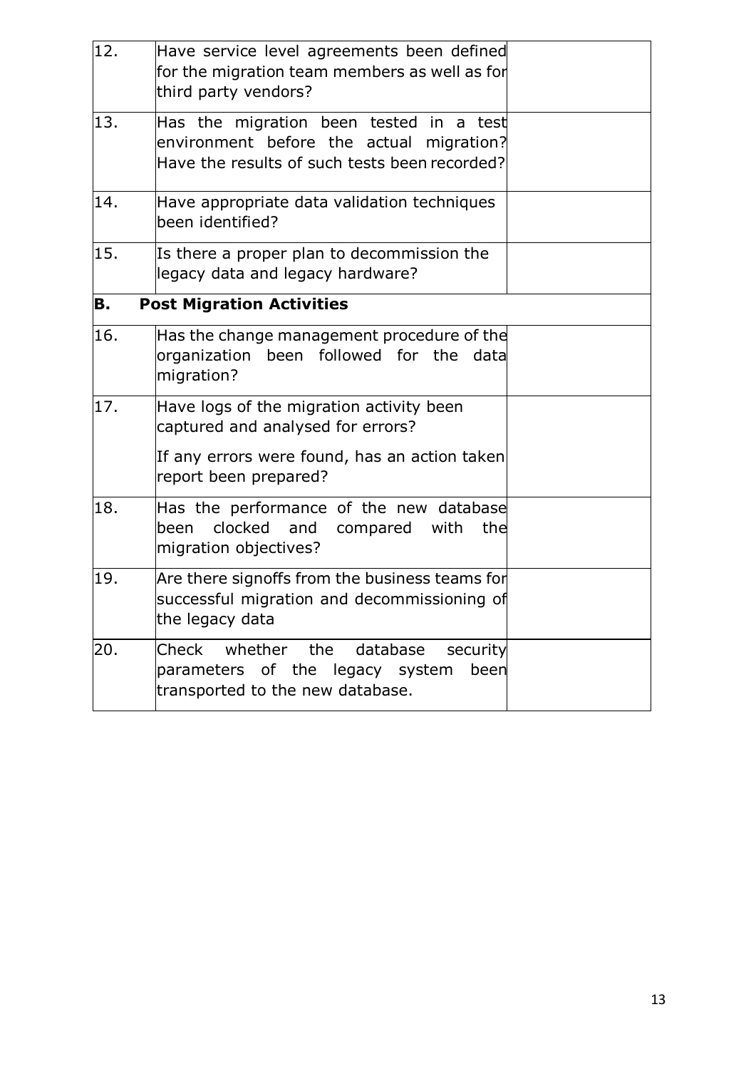| | | |
|---|---|---|
| 12. | Have service level agreements been defined for the migration team members as well as for third party vendors? | |
| 13. | Has the migration been tested in a test environment before the actual migration? Have the results of such tests been recorded? | |
| 14. | Have appropriate data validation techniques been identified? | |
| 15. | Is there a proper plan to decommission the legacy data and legacy hardware? | |
| **B.** | **Post Migration Activities** | |
| 16. | Has the change management procedure of the organization been followed for the data migration? | |
| 17. | Have logs of the migration activity been captured and analysed for errors?<br><br>If any errors were found, has an action taken report been prepared? | |
| 18. | Has the performance of the new database been clocked and compared with the migration objectives? | |
| 19. | Are there signoffs from the business teams for successful migration and decommissioning of the legacy data | |
| 20. | Check whether the database security parameters of the legacy system been transported to the new database. | |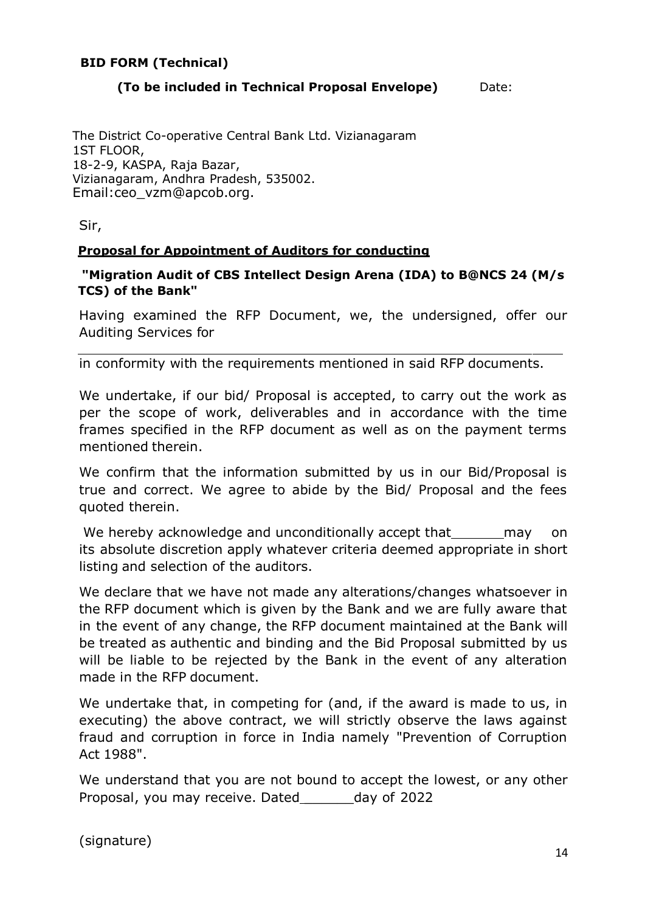**BID FORM (Technical)**

**(To be included in Technical Proposal Envelope)** Date:

The District Co-operative Central Bank Ltd. Vizianagaram
1ST FLOOR,
18-2-9, KASPA, Raja Bazar,
Vizianagaram, Andhra Pradesh, 535002.
Email:ceo_vzm@apcob.org.

Sir,

**Proposal for Appointment of Auditors for conducting**

**"Migration Audit of CBS Intellect Design Arena (IDA) to B@NCS 24 (M/s TCS) of the Bank"**

Having examined the RFP Document, we, the undersigned, offer our Auditing Services for

____________________________________________________________

in conformity with the requirements mentioned in said RFP documents.

We undertake, if our bid/ Proposal is accepted, to carry out the work as per the scope of work, deliverables and in accordance with the time frames specified in the RFP document as well as on the payment terms mentioned therein.

We confirm that the information submitted by us in our Bid/Proposal is true and correct. We agree to abide by the Bid/ Proposal and the fees quoted therein.

We hereby acknowledge and unconditionally accept that_______may on its absolute discretion apply whatever criteria deemed appropriate in short listing and selection of the auditors.

We declare that we have not made any alterations/changes whatsoever in the RFP document which is given by the Bank and we are fully aware that in the event of any change, the RFP document maintained at the Bank will be treated as authentic and binding and the Bid Proposal submitted by us will be liable to be rejected by the Bank in the event of any alteration made in the RFP document.

We undertake that, in competing for (and, if the award is made to us, in executing) the above contract, we will strictly observe the laws against fraud and corruption in force in India namely "Prevention of Corruption Act 1988".

We understand that you are not bound to accept the lowest, or any other Proposal, you may receive. Dated_______day of 2022

(signature)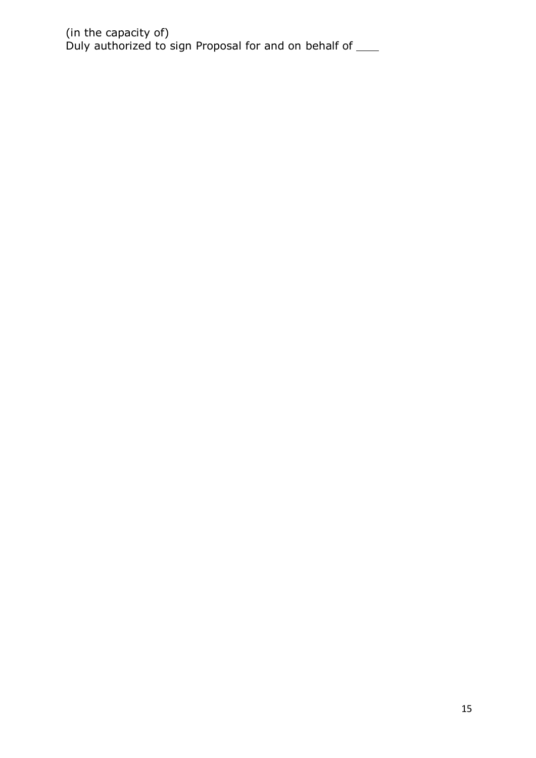(in the capacity of)
Duly authorized to sign Proposal for and on behalf of ____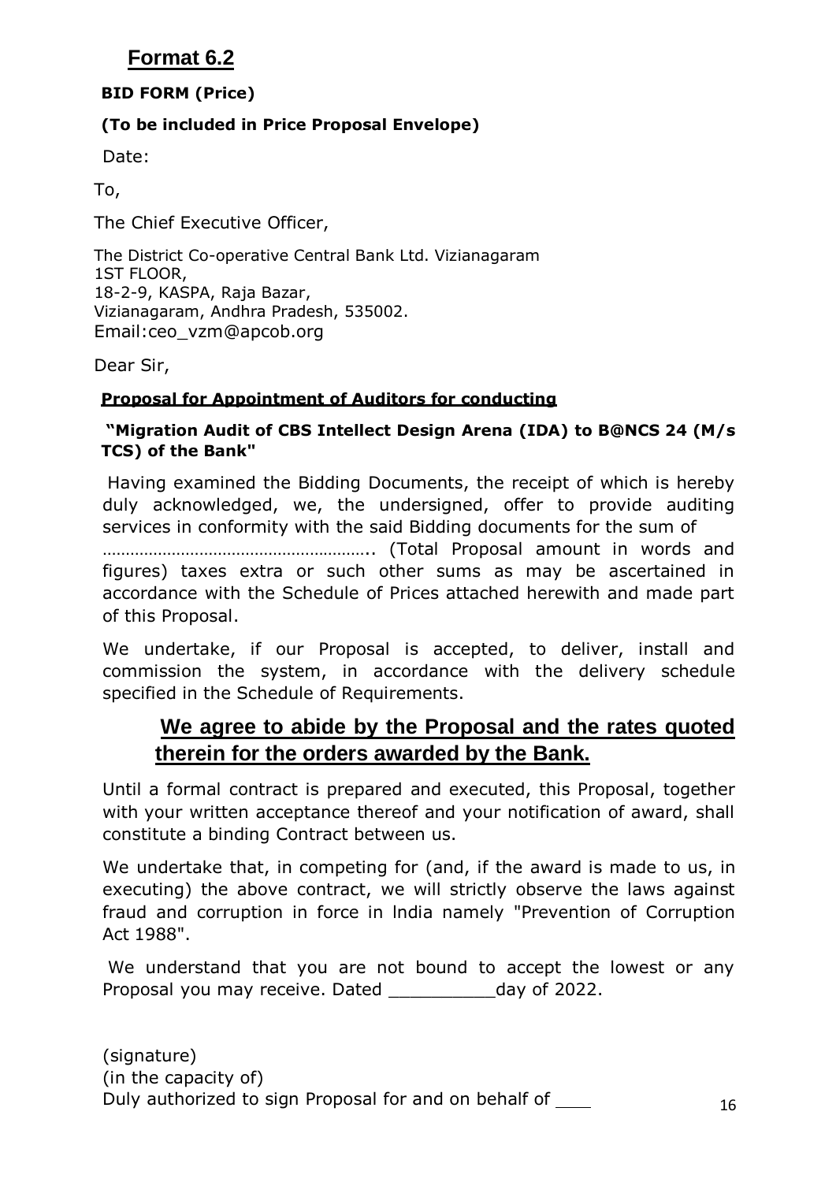## Format 6.2

**BID FORM (Price)**

**(To be included in Price Proposal Envelope)**

Date:

To,

The Chief Executive Officer,

The District Co-operative Central Bank Ltd. Vizianagaram
1ST FLOOR,
18-2-9, KASPA, Raja Bazar,
Vizianagaram, Andhra Pradesh, 535002.
Email:ceo_vzm@apcob.org

Dear Sir,

**Proposal for Appointment of Auditors for conducting**

**"Migration Audit of CBS Intellect Design Arena (IDA) to B@NCS 24 (M/s TCS) of the Bank"**

Having examined the Bidding Documents, the receipt of which is hereby duly acknowledged, we, the undersigned, offer to provide auditing services in conformity with the said Bidding documents for the sum of ………………………………………………….. (Total Proposal amount in words and figures) taxes extra or such other sums as may be ascertained in accordance with the Schedule of Prices attached herewith and made part of this Proposal.

We undertake, if our Proposal is accepted, to deliver, install and commission the system, in accordance with the delivery schedule specified in the Schedule of Requirements.

**We agree to abide by the Proposal and the rates quoted therein for the orders awarded by the Bank.**

Until a formal contract is prepared and executed, this Proposal, together with your written acceptance thereof and your notification of award, shall constitute a binding Contract between us.

We undertake that, in competing for (and, if the award is made to us, in executing) the above contract, we will strictly observe the laws against fraud and corruption in force in India namely "Prevention of Corruption Act 1988".

We understand that you are not bound to accept the lowest or any Proposal you may receive. Dated __________day of 2022.

(signature)
(in the capacity of)
Duly authorized to sign Proposal for and on behalf of ___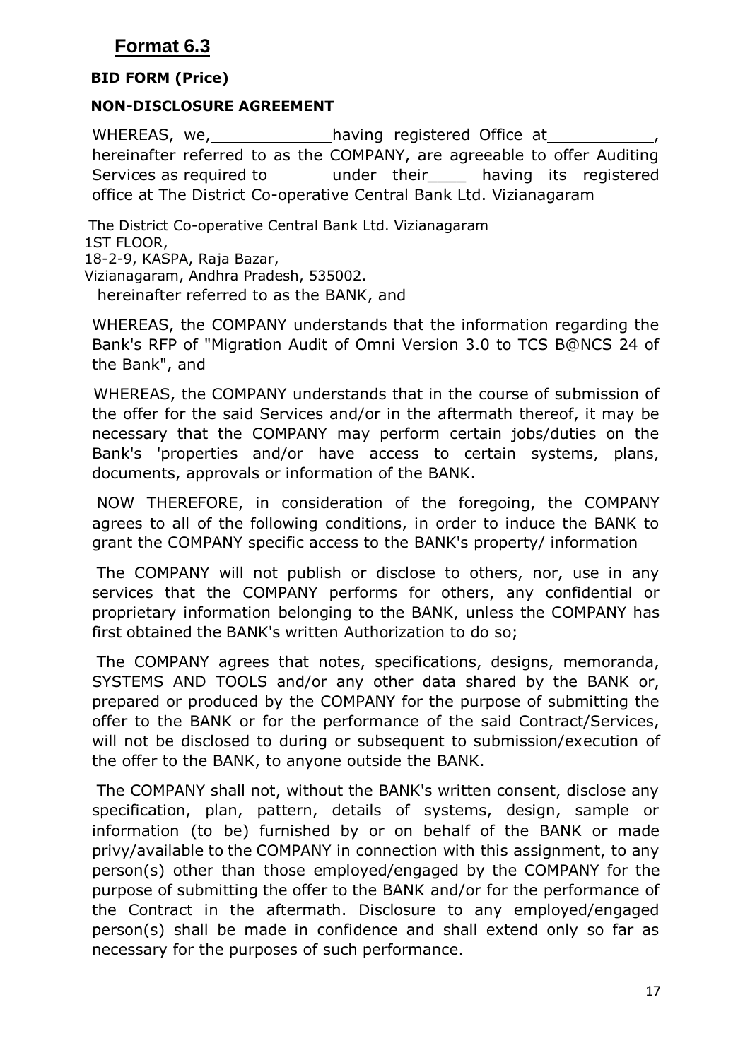## Format 6.3

**BID FORM (Price)**

**NON-DISCLOSURE AGREEMENT**

WHEREAS, we,____________having registered Office at__________, hereinafter referred to as the COMPANY, are agreeable to offer Auditing Services as required to_______under their____ having its registered office at The District Co-operative Central Bank Ltd. Vizianagaram

The District Co-operative Central Bank Ltd. Vizianagaram
1ST FLOOR,
18-2-9, KASPA, Raja Bazar,
Vizianagaram, Andhra Pradesh, 535002.
hereinafter referred to as the BANK, and

WHEREAS, the COMPANY understands that the information regarding the Bank's RFP of "Migration Audit of Omni Version 3.0 to TCS B@NCS 24 of the Bank", and

WHEREAS, the COMPANY understands that in the course of submission of the offer for the said Services and/or in the aftermath thereof, it may be necessary that the COMPANY may perform certain jobs/duties on the Bank's 'properties and/or have access to certain systems, plans, documents, approvals or information of the BANK.

NOW THEREFORE, in consideration of the foregoing, the COMPANY agrees to all of the following conditions, in order to induce the BANK to grant the COMPANY specific access to the BANK's property/ information

The COMPANY will not publish or disclose to others, nor, use in any services that the COMPANY performs for others, any confidential or proprietary information belonging to the BANK, unless the COMPANY has first obtained the BANK's written Authorization to do so;

The COMPANY agrees that notes, specifications, designs, memoranda, SYSTEMS AND TOOLS and/or any other data shared by the BANK or, prepared or produced by the COMPANY for the purpose of submitting the offer to the BANK or for the performance of the said Contract/Services, will not be disclosed to during or subsequent to submission/execution of the offer to the BANK, to anyone outside the BANK.

The COMPANY shall not, without the BANK's written consent, disclose any specification, plan, pattern, details of systems, design, sample or information (to be) furnished by or on behalf of the BANK or made privy/available to the COMPANY in connection with this assignment, to any person(s) other than those employed/engaged by the COMPANY for the purpose of submitting the offer to the BANK and/or for the performance of the Contract in the aftermath. Disclosure to any employed/engaged person(s) shall be made in confidence and shall extend only so far as necessary for the purposes of such performance.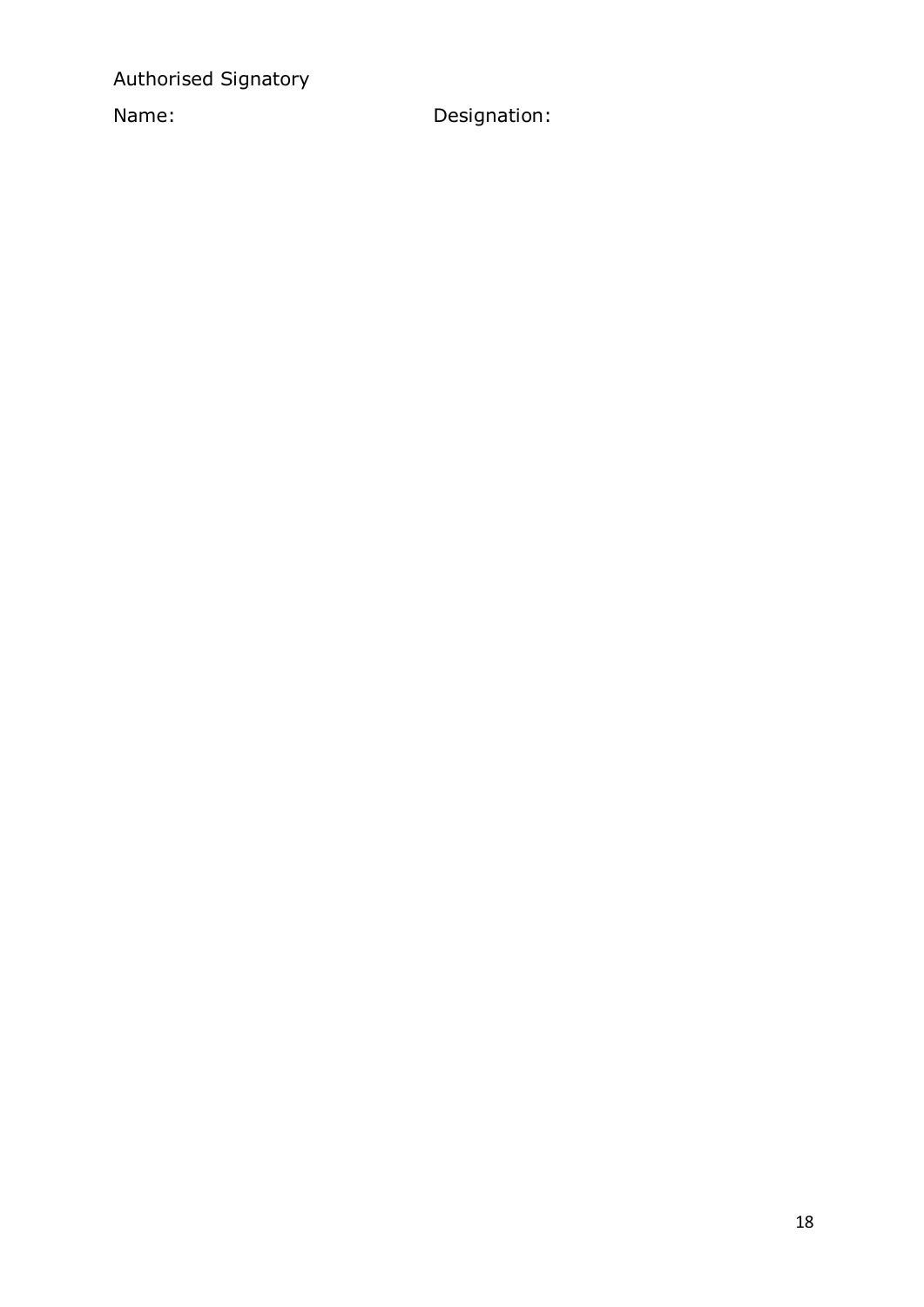Authorised Signatory

Name: Designation: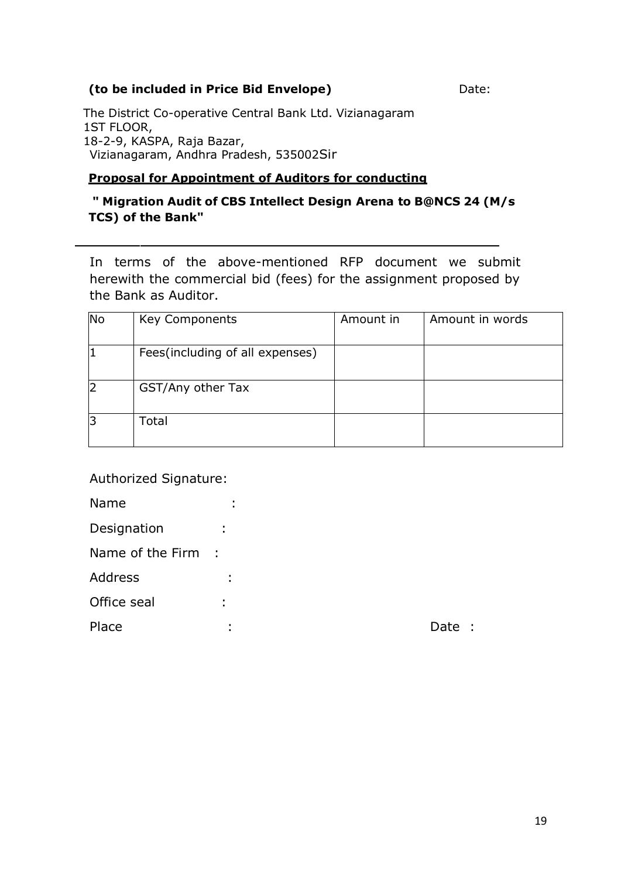**(to be included in Price Bid Envelope)** Date:

The District Co-operative Central Bank Ltd. Vizianagaram
1ST FLOOR,
18-2-9, KASPA, Raja Bazar,
Vizianagaram, Andhra Pradesh, 535002Sir

**Proposal for Appointment of Auditors for conducting**

**" Migration Audit of CBS Intellect Design Arena to B@NCS 24 (M/s TCS) of the Bank"**

---

In terms of the above-mentioned RFP document we submit herewith the commercial bid (fees) for the assignment proposed by the Bank as Auditor.

| No | Key Components | Amount in | Amount in words |
|---|---|---|---|
| 1 | Fees(including of all expenses) | | |
| 2 | GST/Any other Tax | | |
| 3 | Total | | |

Authorized Signature:

Name :

Designation :

Name of the Firm :

Address :

Office seal :

Place : Date :